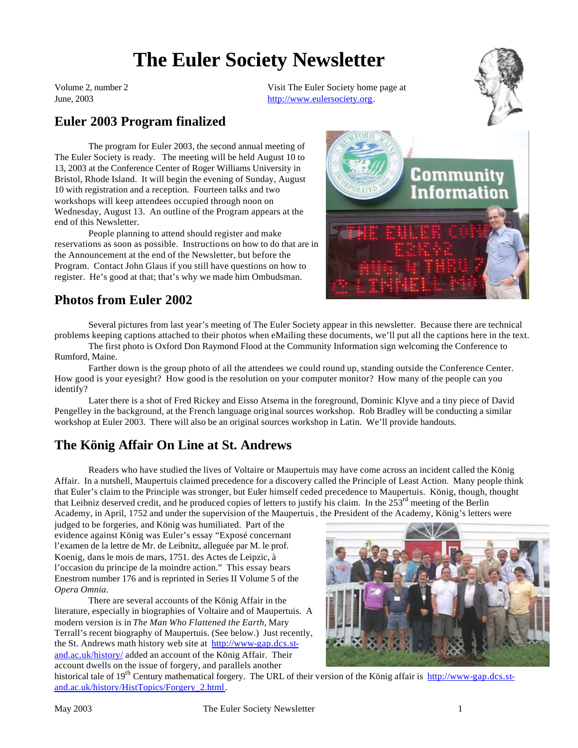# The Euler Society Newsletter

Volume 2, number 2
June, 2003

Visit The Euler Society home page at
http://www.eulersociety.org.

## Euler 2003 Program finalized

The program for Euler 2003, the second annual meeting of The Euler Society is ready. The meeting will be held August 10 to 13, 2003 at the Conference Center of Roger Williams University in Bristol, Rhode Island. It will begin the evening of Sunday, August 10 with registration and a reception. Fourteen talks and two workshops will keep attendees occupied through noon on Wednesday, August 13. An outline of the Program appears at the end of this Newsletter.

People planning to attend should register and make reservations as soon as possible. Instructions on how to do that are in the Announcement at the end of the Newsletter, but before the Program. Contact John Glaus if you still have questions on how to register. He's good at that; that's why we made him Ombudsman.

## Photos from Euler 2002

Several pictures from last year's meeting of The Euler Society appear in this newsletter. Because there are technical problems keeping captions attached to their photos when eMailing these documents, we'll put all the captions here in the text.

The first photo is Oxford Don Raymond Flood at the Community Information sign welcoming the Conference to Rumford, Maine.

Farther down is the group photo of all the attendees we could round up, standing outside the Conference Center. How good is your eyesight? How good is the resolution on your computer monitor? How many of the people can you identify?

Later there is a shot of Fred Rickey and Eisso Atsema in the foreground, Dominic Klyve and a tiny piece of David Pengelley in the background, at the French language original sources workshop. Rob Bradley will be conducting a similar workshop at Euler 2003. There will also be an original sources workshop in Latin. We'll provide handouts.

## The König Affair On Line at St. Andrews

Readers who have studied the lives of Voltaire or Maupertuis may have come across an incident called the König Affair. In a nutshell, Maupertuis claimed precedence for a discovery called the Principle of Least Action. Many people think that Euler's claim to the Principle was stronger, but Euler himself ceded precedence to Maupertuis. König, though, thought that Leibniz deserved credit, and he produced copies of letters to justify his claim. In the 253rd meeting of the Berlin Academy, in April, 1752 and under the supervision of the Maupertuis, the President of the Academy, König's letters were judged to be forgeries, and König was humiliated. Part of the evidence against König was Euler's essay "Exposé concernant l'examen de la lettre de Mr. de Leibnitz, alleguée par M. le prof. Koenig, dans le mois de mars, 1751. des Actes de Leipzic, à l'occasion du principe de la moindre action." This essay bears Enestrom number 176 and is reprinted in Series II Volume 5 of the *Opera Omnia*.

There are several accounts of the König Affair in the literature, especially in biographies of Voltaire and of Maupertuis. A modern version is in *The Man Who Flattened the Earth*, Mary Terrall's recent biography of Maupertuis. (See below.) Just recently, the St. Andrews math history web site at http://www-gap.dcs.st-and.ac.uk/history/ added an account of the König Affair. Their account dwells on the issue of forgery, and parallels another historical tale of 19th Century mathematical forgery. The URL of their version of the König affair is http://www-gap.dcs.st-and.ac.uk/history/HistTopics/Forgery_2.html.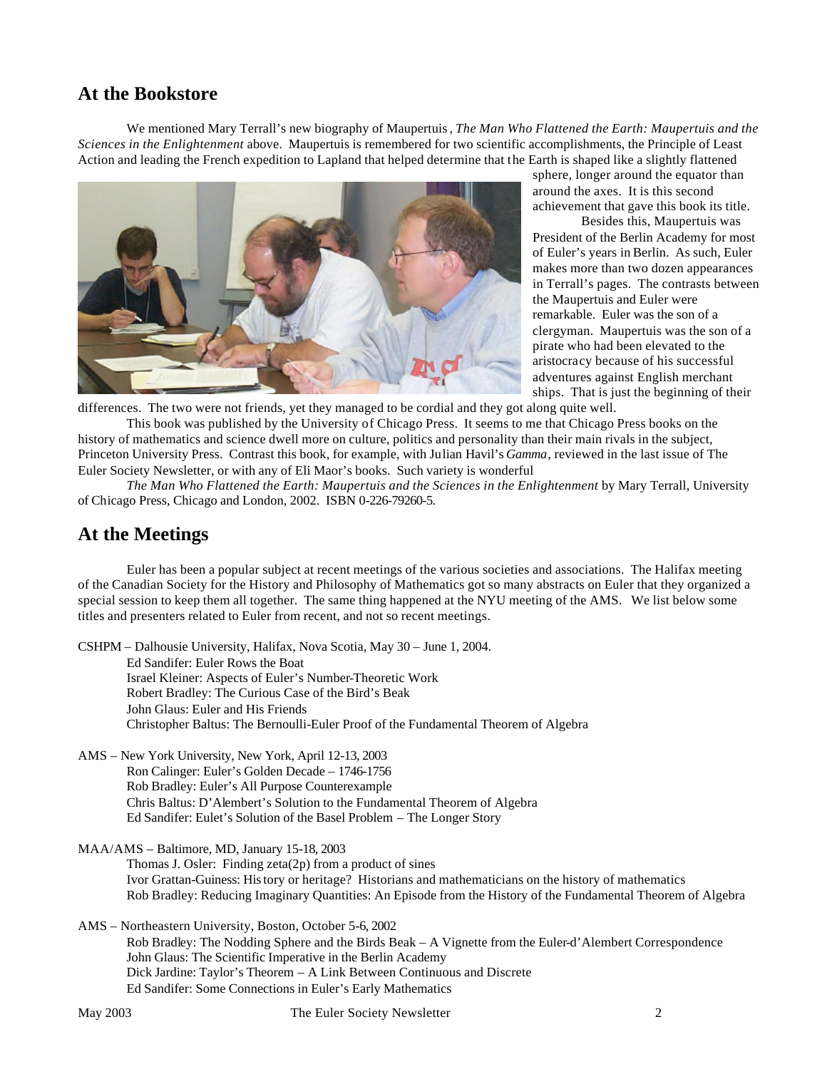## At the Bookstore

We mentioned Mary Terrall's new biography of Maupertuis, *The Man Who Flattened the Earth: Maupertuis and the Sciences in the Enlightenment* above. Maupertuis is remembered for two scientific accomplishments, the Principle of Least Action and leading the French expedition to Lapland that helped determine that the Earth is shaped like a slightly flattened sphere, longer around the equator than around the axes. It is this second achievement that gave this book its title.

Besides this, Maupertuis was President of the Berlin Academy for most of Euler's years in Berlin. As such, Euler makes more than two dozen appearances in Terrall's pages. The contrasts between the Maupertuis and Euler were remarkable. Euler was the son of a clergyman. Maupertuis was the son of a pirate who had been elevated to the aristocracy because of his successful adventures against English merchant ships. That is just the beginning of their differences. The two were not friends, yet they managed to be cordial and they got along quite well.

This book was published by the University of Chicago Press. It seems to me that Chicago Press books on the history of mathematics and science dwell more on culture, politics and personality than their main rivals in the subject, Princeton University Press. Contrast this book, for example, with Julian Havil's *Gamma*, reviewed in the last issue of The Euler Society Newsletter, or with any of Eli Maor's books. Such variety is wonderful

*The Man Who Flattened the Earth: Maupertuis and the Sciences in the Enlightenment* by Mary Terrall, University of Chicago Press, Chicago and London, 2002. ISBN 0-226-79260-5.

## At the Meetings

Euler has been a popular subject at recent meetings of the various societies and associations. The Halifax meeting of the Canadian Society for the History and Philosophy of Mathematics got so many abstracts on Euler that they organized a special session to keep them all together. The same thing happened at the NYU meeting of the AMS. We list below some titles and presenters related to Euler from recent, and not so recent meetings.

CSHPM – Dalhousie University, Halifax, Nova Scotia, May 30 – June 1, 2004.
- Ed Sandifer: Euler Rows the Boat
- Israel Kleiner: Aspects of Euler's Number-Theoretic Work
- Robert Bradley: The Curious Case of the Bird's Beak
- John Glaus: Euler and His Friends
- Christopher Baltus: The Bernoulli-Euler Proof of the Fundamental Theorem of Algebra

AMS – New York University, New York, April 12-13, 2003
- Ron Calinger: Euler's Golden Decade – 1746-1756
- Rob Bradley: Euler's All Purpose Counterexample
- Chris Baltus: D'Alembert's Solution to the Fundamental Theorem of Algebra
- Ed Sandifer: Eulet's Solution of the Basel Problem – The Longer Story

MAA/AMS – Baltimore, MD, January 15-18, 2003
- Thomas J. Osler: Finding zeta(2p) from a product of sines
- Ivor Grattan-Guiness: History or heritage? Historians and mathematicians on the history of mathematics
- Rob Bradley: Reducing Imaginary Quantities: An Episode from the History of the Fundamental Theorem of Algebra

AMS – Northeastern University, Boston, October 5-6, 2002
- Rob Bradley: The Nodding Sphere and the Birds Beak – A Vignette from the Euler-d'Alembert Correspondence
- John Glaus: The Scientific Imperative in the Berlin Academy
- Dick Jardine: Taylor's Theorem – A Link Between Continuous and Discrete
- Ed Sandifer: Some Connections in Euler's Early Mathematics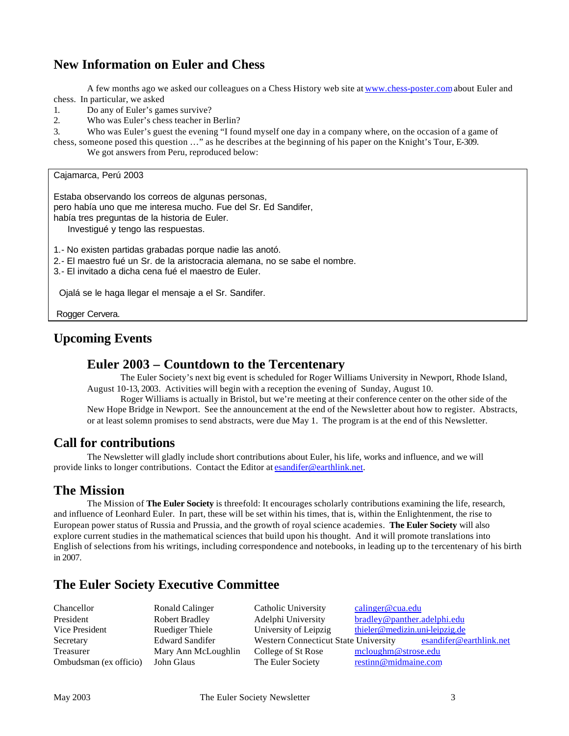## New Information on Euler and Chess

A few months ago we asked our colleagues on a Chess History web site at www.chess-poster.com about Euler and chess. In particular, we asked

1. Do any of Euler's games survive?
2. Who was Euler's chess teacher in Berlin?
3. Who was Euler's guest the evening "I found myself one day in a company where, on the occasion of a game of chess, someone posed this question …" as he describes at the beginning of his paper on the Knight's Tour, E-309.

We got answers from Peru, reproduced below:

> Cajamarca, Perú 2003
>
> Estaba observando los correos de algunas personas,
> pero había uno que me interesa mucho. Fue del Sr. Ed Sandifer,
> había tres preguntas de la historia de Euler.
> Investigué y tengo las respuestas.
>
> 1.- No existen partidas grabadas porque nadie las anotó.
> 2.- El maestro fué un Sr. de la aristocracia alemana, no se sabe el nombre.
> 3.- El invitado a dicha cena fué el maestro de Euler.
>
> Ojalá se le haga llegar el mensaje a el Sr. Sandifer.
>
> Rogger Cervera.

## Upcoming Events

### Euler 2003 – Countdown to the Tercentenary

The Euler Society's next big event is scheduled for Roger Williams University in Newport, Rhode Island, August 10-13, 2003. Activities will begin with a reception the evening of Sunday, August 10.

Roger Williams is actually in Bristol, but we're meeting at their conference center on the other side of the New Hope Bridge in Newport. See the announcement at the end of the Newsletter about how to register. Abstracts, or at least solemn promises to send abstracts, were due May 1. The program is at the end of this Newsletter.

## Call for contributions

The Newsletter will gladly include short contributions about Euler, his life, works and influence, and we will provide links to longer contributions. Contact the Editor at esandifer@earthlink.net.

## The Mission

The Mission of **The Euler Society** is threefold: It encourages scholarly contributions examining the life, research, and influence of Leonhard Euler. In part, these will be set within his times, that is, within the Enlightenment, the rise to European power status of Russia and Prussia, and the growth of royal science academies. **The Euler Society** will also explore current studies in the mathematical sciences that build upon his thought. And it will promote translations into English of selections from his writings, including correspondence and notebooks, in leading up to the tercentenary of his birth in 2007.

## The Euler Society Executive Committee

| | | | |
|---|---|---|---|
| Chancellor | Ronald Calinger | Catholic University | calinger@cua.edu |
| President | Robert Bradley | Adelphi University | bradley@panther.adelphi.edu |
| Vice President | Ruediger Thiele | University of Leipzig | thieler@medizin.uni-leipzig.de |
| Secretary | Edward Sandifer | Western Connecticut State University | esandifer@earthlink.net |
| Treasurer | Mary Ann McLoughlin | College of St Rose | mcloughm@strose.edu |
| Ombudsman (ex officio) | John Glaus | The Euler Society | restinn@midmaine.com |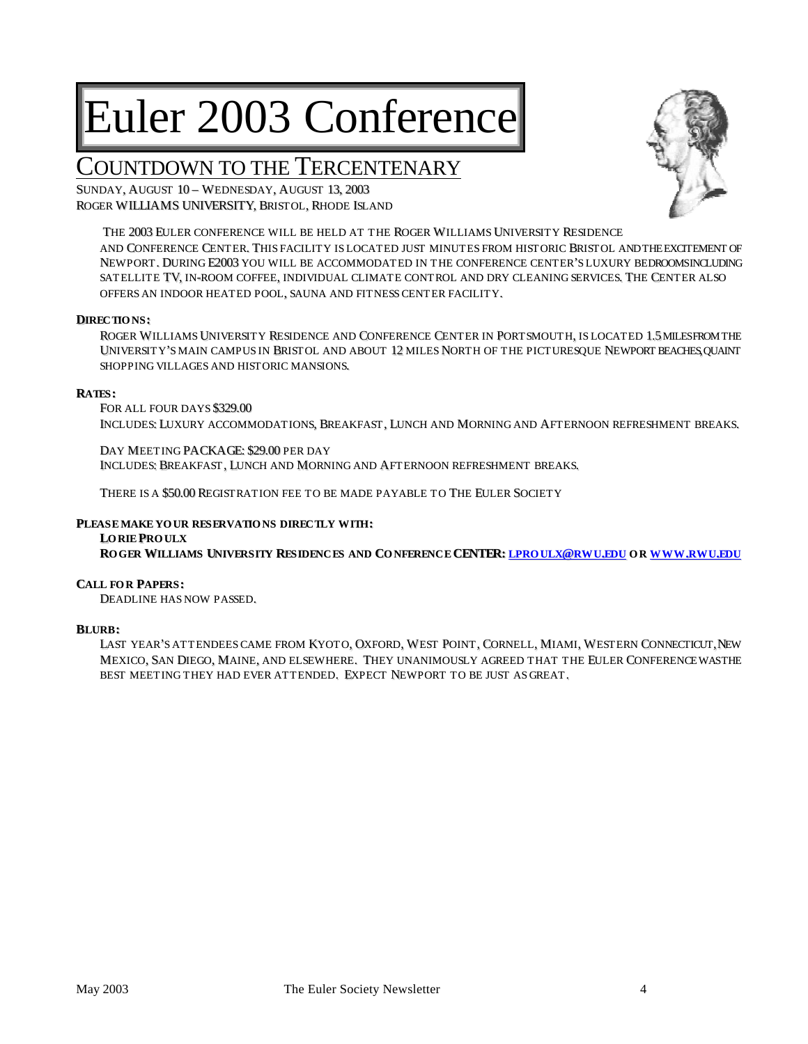# Euler 2003 Conference

## Countdown to the Tercentenary

Sunday, August 10 – Wednesday, August 13, 2003
Roger Williams University, Bristol, Rhode Island

The 2003 Euler conference will be held at the Roger Williams University Residence and Conference Center. This facility is located just minutes from historic Bristol and the excitement of Newport. During E2003 you will be accommodated in the conference center's luxury bedrooms including satellite TV, in-room coffee, individual climate control and dry cleaning services. The Center also offers an indoor heated pool, sauna and fitness center facility.

**Directions:**

Roger Williams University Residence and Conference Center in Portsmouth, is located 1.5 miles from the University's main campus in Bristol and about 12 miles North of the picturesque Newport beaches, quaint shopping villages and historic mansions.

**Rates:**

For all four days $329.00
Includes: Luxury accommodations, Breakfast, Lunch and Morning and Afternoon refreshment breaks.

Day Meeting Package: $29.00 per day
Includes: Breakfast, Lunch and Morning and Afternoon refreshment breaks.

There is a $50.00 Registration fee to be made payable to The Euler Society

**Please make your reservations directly with:**

**Lorie Proulx**
**Roger Williams University Residences and Conference Center: lproulx@rwu.edu or www.rwu.edu**

**Call for Papers:**

Deadline has now passed.

**Blurb:**

Last year's attendees came from Kyoto, Oxford, West Point, Cornell, Miami, Western Connecticut, New Mexico, San Diego, Maine, and elsewhere. They unanimously agreed that the Euler Conference was the best meeting they had ever attended. Expect Newport to be just as great.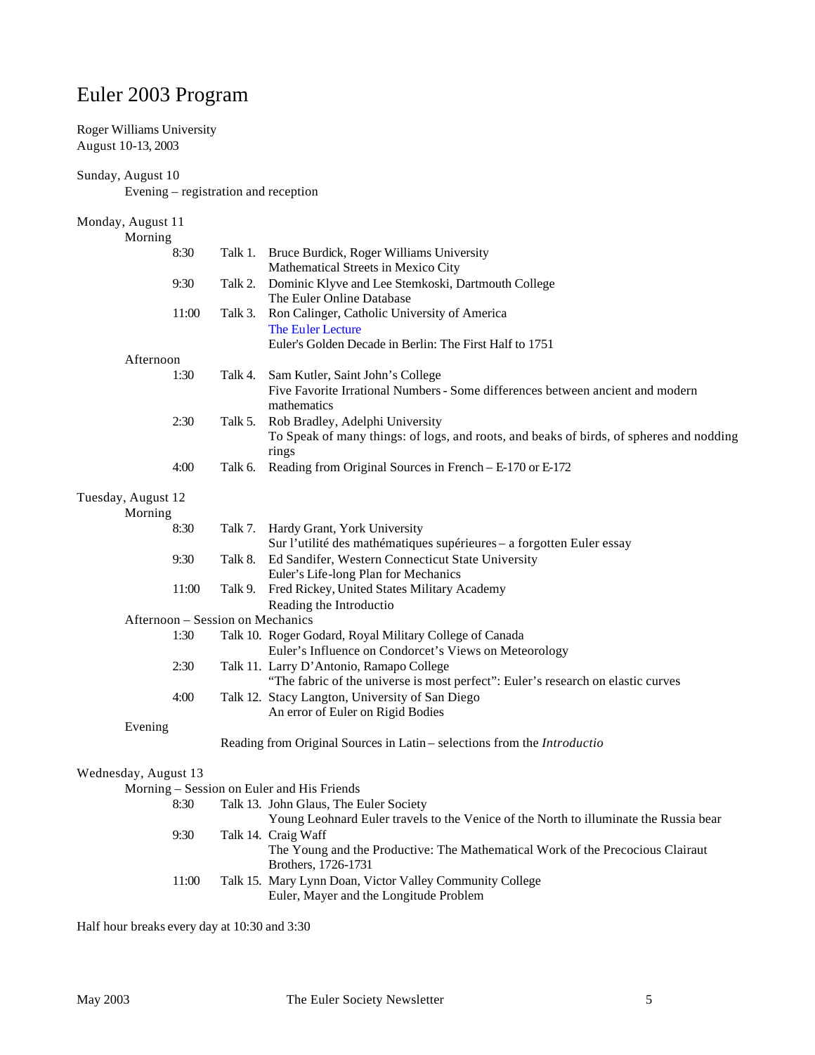# Euler 2003 Program

Roger Williams University
August 10-13, 2003

Sunday, August 10

Evening – registration and reception

Monday, August 11

Morning

| | | |
|---|---|---|
| 8:30 | Talk 1. | Bruce Burdick, Roger Williams University<br>Mathematical Streets in Mexico City |
| 9:30 | Talk 2. | Dominic Klyve and Lee Stemkoski, Dartmouth College<br>The Euler Online Database |
| 11:00 | Talk 3. | Ron Calinger, Catholic University of America<br>The Euler Lecture<br>Euler's Golden Decade in Berlin: The First Half to 1751 |

Afternoon

| | | |
|---|---|---|
| 1:30 | Talk 4. | Sam Kutler, Saint John's College<br>Five Favorite Irrational Numbers - Some differences between ancient and modern mathematics |
| 2:30 | Talk 5. | Rob Bradley, Adelphi University<br>To Speak of many things: of logs, and roots, and beaks of birds, of spheres and nodding rings |
| 4:00 | Talk 6. | Reading from Original Sources in French – E-170 or E-172 |

Tuesday, August 12

Morning

| | | |
|---|---|---|
| 8:30 | Talk 7. | Hardy Grant, York University<br>Sur l'utilité des mathématiques supérieures – a forgotten Euler essay |
| 9:30 | Talk 8. | Ed Sandifer, Western Connecticut State University<br>Euler's Life-long Plan for Mechanics |
| 11:00 | Talk 9. | Fred Rickey, United States Military Academy<br>Reading the Introductio |

Afternoon – Session on Mechanics

| | | |
|---|---|---|
| 1:30 | Talk 10. | Roger Godard, Royal Military College of Canada<br>Euler's Influence on Condorcet's Views on Meteorology |
| 2:30 | Talk 11. | Larry D'Antonio, Ramapo College<br>"The fabric of the universe is most perfect": Euler's research on elastic curves |
| 4:00 | Talk 12. | Stacy Langton, University of San Diego<br>An error of Euler on Rigid Bodies |

Evening

Reading from Original Sources in Latin – selections from the *Introductio*

Wednesday, August 13

Morning – Session on Euler and His Friends

| | | |
|---|---|---|
| 8:30 | Talk 13. | John Glaus, The Euler Society<br>Young Leohnard Euler travels to the Venice of the North to illuminate the Russia bear |
| 9:30 | Talk 14. | Craig Waff<br>The Young and the Productive: The Mathematical Work of the Precocious Clairaut Brothers, 1726-1731 |
| 11:00 | Talk 15. | Mary Lynn Doan, Victor Valley Community College<br>Euler, Mayer and the Longitude Problem |

Half hour breaks every day at 10:30 and 3:30